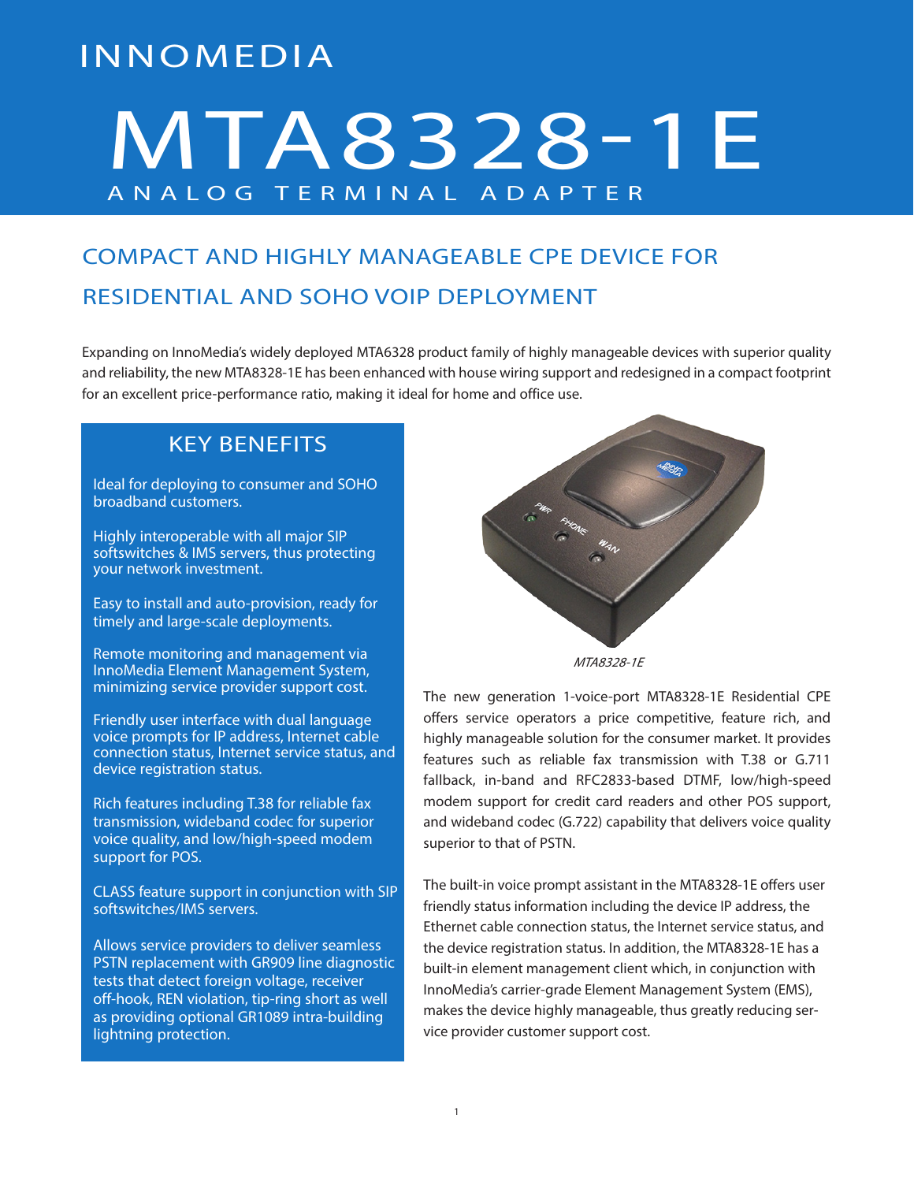INNOMEDIA

# MTA8328-1E

ANALOG TERMINAL ADAPTER

## COMPACT AND HIGHLY MANAGEABLE CPE DEVICE FOR RESIDENTIAL AND SOHO VOIP DEPLOYMENT

Expanding on InnoMedia's widely deployed MTA6328 product family of highly manageable devices with superior quality and reliability, the new MTA8328-1E has been enhanced with house wiring support and redesigned in a compact footprint for an excellent price-performance ratio, making it ideal for home and office use.

### KEY BENEFITS

Ideal for deploying to consumer and SOHO broadband customers.

Highly interoperable with all major SIP softswitches & IMS servers, thus protecting your network investment.

Easy to install and auto-provision, ready for timely and large-scale deployments.

Remote monitoring and management via InnoMedia Element Management System, minimizing service provider support cost.

Friendly user interface with dual language voice prompts for IP address, Internet cable connection status, Internet service status, and device registration status.

Rich features including T.38 for reliable fax transmission, wideband codec for superior voice quality, and low/high-speed modem support for POS.

CLASS feature support in conjunction with SIP softswitches/IMS servers.

Allows service providers to deliver seamless PSTN replacement with GR909 line diagnostic tests that detect foreign voltage, receiver off-hook, REN violation, tip-ring short as well as providing optional GR1089 intra-building lightning protection.

*MTA8328-1E*

The new generation 1-voice-port MTA8328-1E Residential CPE offers service operators a price competitive, feature rich, and highly manageable solution for the consumer market. It provides features such as reliable fax transmission with T.38 or G.711 fallback, in-band and RFC2833-based DTMF, low/high-speed modem support for credit card readers and other POS support, and wideband codec (G.722) capability that delivers voice quality superior to that of PSTN.

The built-in voice prompt assistant in the MTA8328-1E offers user friendly status information including the device IP address, the Ethernet cable connection status, the Internet service status, and the device registration status. In addition, the MTA8328-1E has a built-in element management client which, in conjunction with InnoMedia's carrier-grade Element Management System (EMS), makes the device highly manageable, thus greatly reducing service provider customer support cost.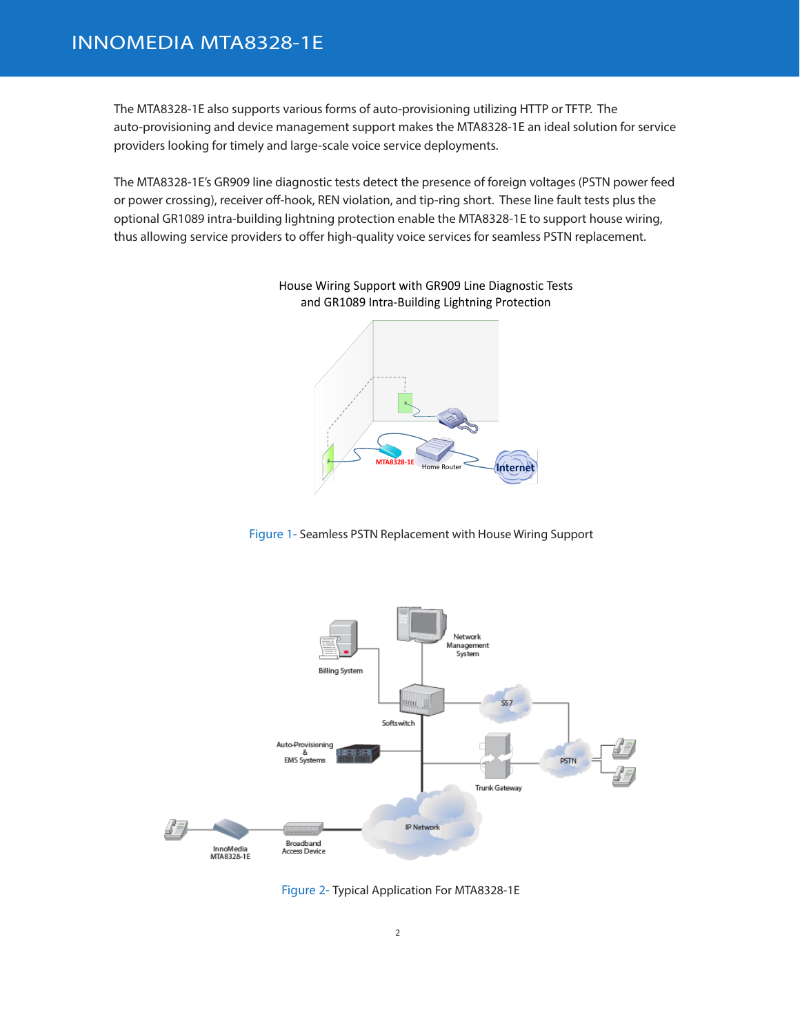The MTA8328-1E also supports various forms of auto-provisioning utilizing HTTP or TFTP. The auto-provisioning and device management support makes the MTA8328-1E an ideal solution for service providers looking for timely and large-scale voice service deployments.

The MTA8328-1E's GR909 line diagnostic tests detect the presence of foreign voltages (PSTN power feed or power crossing), receiver off-hook, REN violation, and tip-ring short. These line fault tests plus the optional GR1089 intra-building lightning protection enable the MTA8328-1E to support house wiring, thus allowing service providers to offer high-quality voice services for seamless PSTN replacement.

Figure 1- Seamless PSTN Replacement with House Wiring Support

Figure 2- Typical Application For MTA8328-1E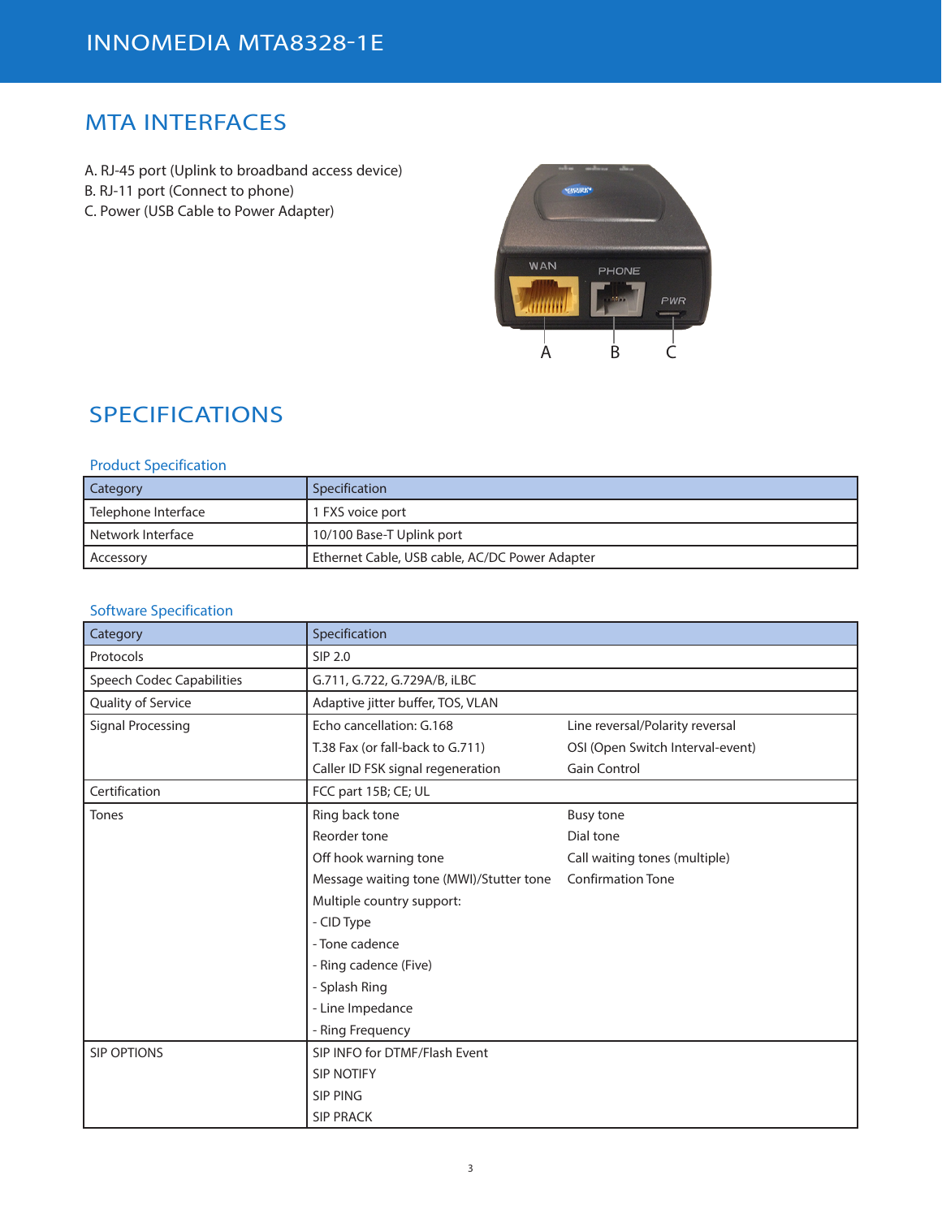# INNOMEDIA MTA8328-1E

## MTA INTERFACES

A. RJ-45 port (Uplink to broadband access device)
B. RJ-11 port (Connect to phone)
C. Power (USB Cable to Power Adapter)

## SPECIFICATIONS

### Product Specification

| Category | Specification |
|---|---|
| Telephone Interface | 1 FXS voice port |
| Network Interface | 10/100 Base-T Uplink port |
| Accessory | Ethernet Cable, USB cable, AC/DC Power Adapter |

### Software Specification

| Category | Specification | |
|---|---|---|
| Protocols | SIP 2.0 | |
| Speech Codec Capabilities | G.711, G.722, G.729A/B, iLBC | |
| Quality of Service | Adaptive jitter buffer, TOS, VLAN | |
| Signal Processing | Echo cancellation: G.168<br>T.38 Fax (or fall-back to G.711)<br>Caller ID FSK signal regeneration | Line reversal/Polarity reversal<br>OSI (Open Switch Interval-event)<br>Gain Control |
| Certification | FCC part 15B; CE; UL | |
| Tones | Ring back tone<br>Reorder tone<br>Off hook warning tone<br>Message waiting tone (MWI)/Stutter tone<br>Multiple country support:<br>- CID Type<br>- Tone cadence<br>- Ring cadence (Five)<br>- Splash Ring<br>- Line Impedance<br>- Ring Frequency | Busy tone<br>Dial tone<br>Call waiting tones (multiple)<br>Confirmation Tone |
| SIP OPTIONS | SIP INFO for DTMF/Flash Event<br>SIP NOTIFY<br>SIP PING<br>SIP PRACK | |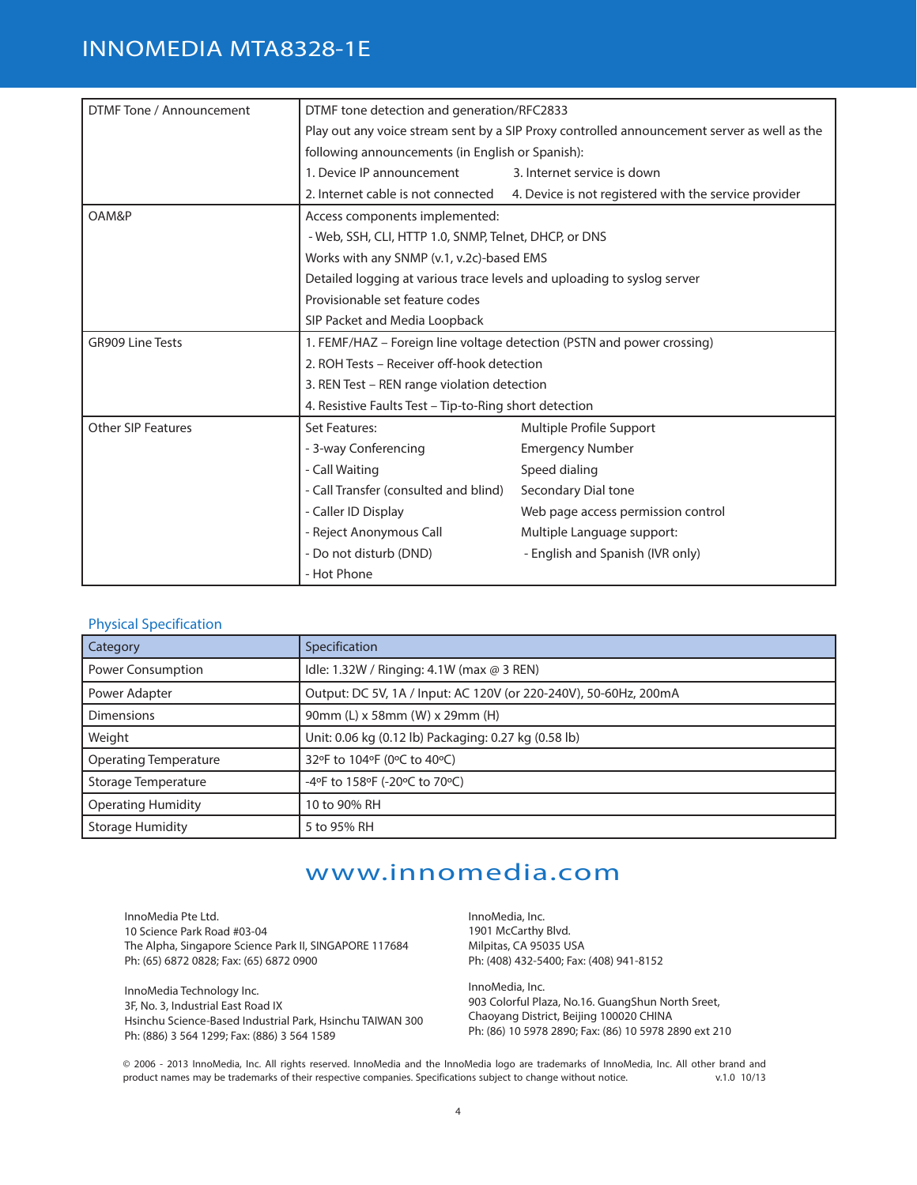| | |
|---|---|
| DTMF Tone / Announcement | DTMF tone detection and generation/RFC2833<br>Play out any voice stream sent by a SIP Proxy controlled announcement server as well as the following announcements (in English or Spanish):<br>1. Device IP announcement<br>2. Internet cable is not connected<br>3. Internet service is down<br>4. Device is not registered with the service provider |
| OAM&P | Access components implemented:<br>- Web, SSH, CLI, HTTP 1.0, SNMP, Telnet, DHCP, or DNS<br>Works with any SNMP (v.1, v.2c)-based EMS<br>Detailed logging at various trace levels and uploading to syslog server<br>Provisionable set feature codes<br>SIP Packet and Media Loopback |
| GR909 Line Tests | 1. FEMF/HAZ – Foreign line voltage detection (PSTN and power crossing)<br>2. ROH Tests – Receiver off-hook detection<br>3. REN Test – REN range violation detection<br>4. Resistive Faults Test – Tip-to-Ring short detection |
| Other SIP Features | Set Features:<br>- 3-way Conferencing<br>- Call Waiting<br>- Call Transfer (consulted and blind)<br>- Caller ID Display<br>- Reject Anonymous Call<br>- Do not disturb (DND)<br>- Hot Phone<br>Multiple Profile Support<br>Emergency Number<br>Speed dialing<br>Secondary Dial tone<br>Web page access permission control<br>Multiple Language support:<br>- English and Spanish (IVR only) |

## Physical Specification

| Category | Specification |
|---|---|
| Power Consumption | Idle: 1.32W / Ringing: 4.1W (max @ 3 REN) |
| Power Adapter | Output: DC 5V, 1A / Input: AC 120V (or 220-240V), 50-60Hz, 200mA |
| Dimensions | 90mm (L) x 58mm (W) x 29mm (H) |
| Weight | Unit: 0.06 kg (0.12 lb) Packaging: 0.27 kg (0.58 lb) |
| Operating Temperature | 32ºF to 104ºF (0ºC to 40ºC) |
| Storage Temperature | -4ºF to 158ºF (-20ºC to 70ºC) |
| Operating Humidity | 10 to 90% RH |
| Storage Humidity | 5 to 95% RH |

www.innomedia.com

InnoMedia Pte Ltd.
10 Science Park Road #03-04
The Alpha, Singapore Science Park II, SINGAPORE 117684
Ph: (65) 6872 0828; Fax: (65) 6872 0900

InnoMedia Technology Inc.
3F, No. 3, Industrial East Road IX
Hsinchu Science-Based Industrial Park, Hsinchu TAIWAN 300
Ph: (886) 3 564 1299; Fax: (886) 3 564 1589

InnoMedia, Inc.
1901 McCarthy Blvd.
Milpitas, CA 95035 USA
Ph: (408) 432-5400; Fax: (408) 941-8152

InnoMedia, Inc.
903 Colorful Plaza, No.16. GuangShun North Sreet,
Chaoyang District, Beijing 100020 CHINA
Ph: (86) 10 5978 2890; Fax: (86) 10 5978 2890 ext 210

© 2006 - 2013 InnoMedia, Inc. All rights reserved. InnoMedia and the InnoMedia logo are trademarks of InnoMedia, Inc. All other brand and product names may be trademarks of their respective companies. Specifications subject to change without notice. v.1.0 10/13